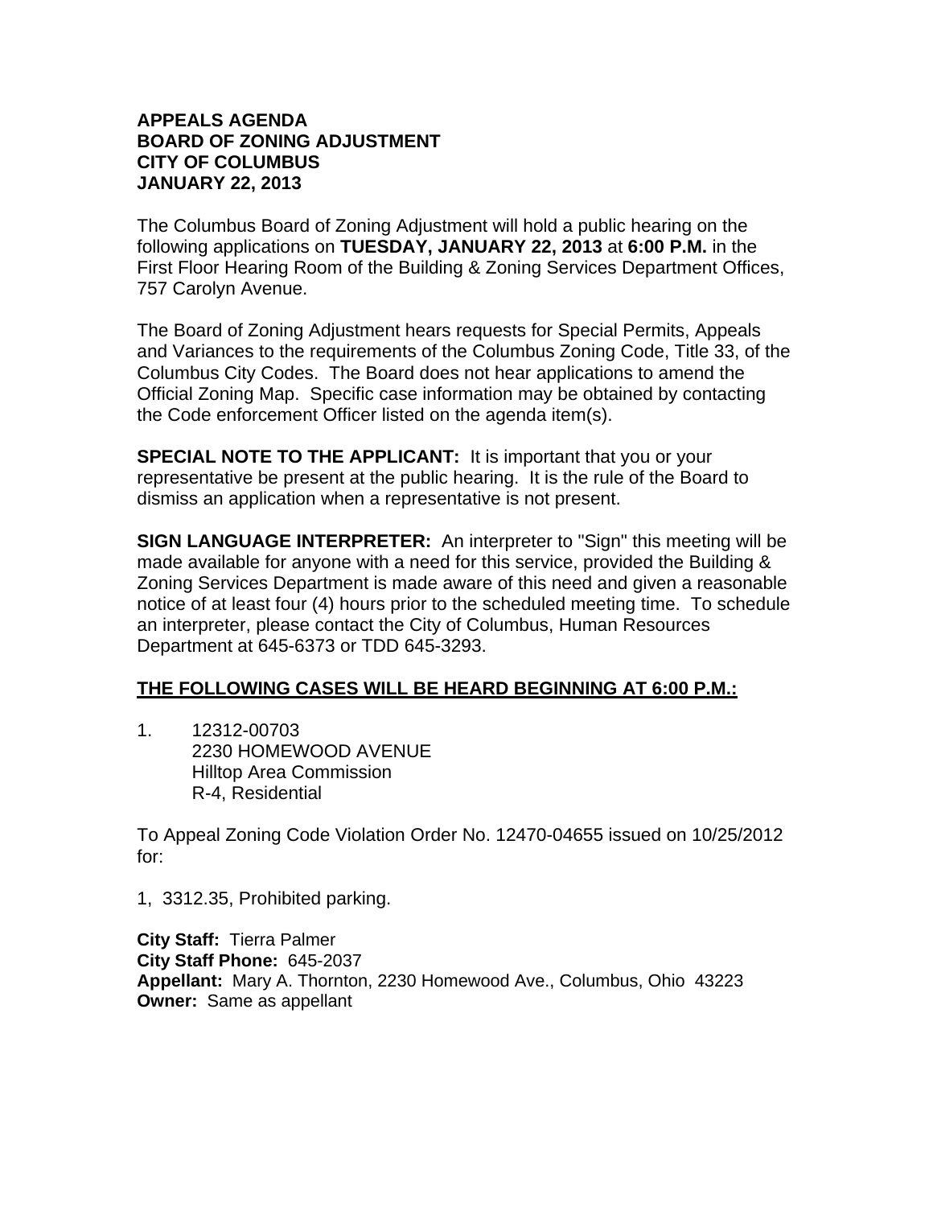**APPEALS AGENDA**
**BOARD OF ZONING ADJUSTMENT**
**CITY OF COLUMBUS**
**JANUARY 22, 2013**

The Columbus Board of Zoning Adjustment will hold a public hearing on the following applications on **TUESDAY, JANUARY 22, 2013** at **6:00 P.M.** in the First Floor Hearing Room of the Building & Zoning Services Department Offices, 757 Carolyn Avenue.

The Board of Zoning Adjustment hears requests for Special Permits, Appeals and Variances to the requirements of the Columbus Zoning Code, Title 33, of the Columbus City Codes. The Board does not hear applications to amend the Official Zoning Map. Specific case information may be obtained by contacting the Code enforcement Officer listed on the agenda item(s).

**SPECIAL NOTE TO THE APPLICANT:** It is important that you or your representative be present at the public hearing. It is the rule of the Board to dismiss an application when a representative is not present.

**SIGN LANGUAGE INTERPRETER:** An interpreter to "Sign" this meeting will be made available for anyone with a need for this service, provided the Building & Zoning Services Department is made aware of this need and given a reasonable notice of at least four (4) hours prior to the scheduled meeting time. To schedule an interpreter, please contact the City of Columbus, Human Resources Department at 645-6373 or TDD 645-3293.

**<u>THE FOLLOWING CASES WILL BE HEARD BEGINNING AT 6:00 P.M.:</u>**

1. 12312-00703
   2230 HOMEWOOD AVENUE
   Hilltop Area Commission
   R-4, Residential

To Appeal Zoning Code Violation Order No. 12470-04655 issued on 10/25/2012 for:

1, 3312.35, Prohibited parking.

**City Staff:** Tierra Palmer
**City Staff Phone:** 645-2037
**Appellant:** Mary A. Thornton, 2230 Homewood Ave., Columbus, Ohio 43223
**Owner:** Same as appellant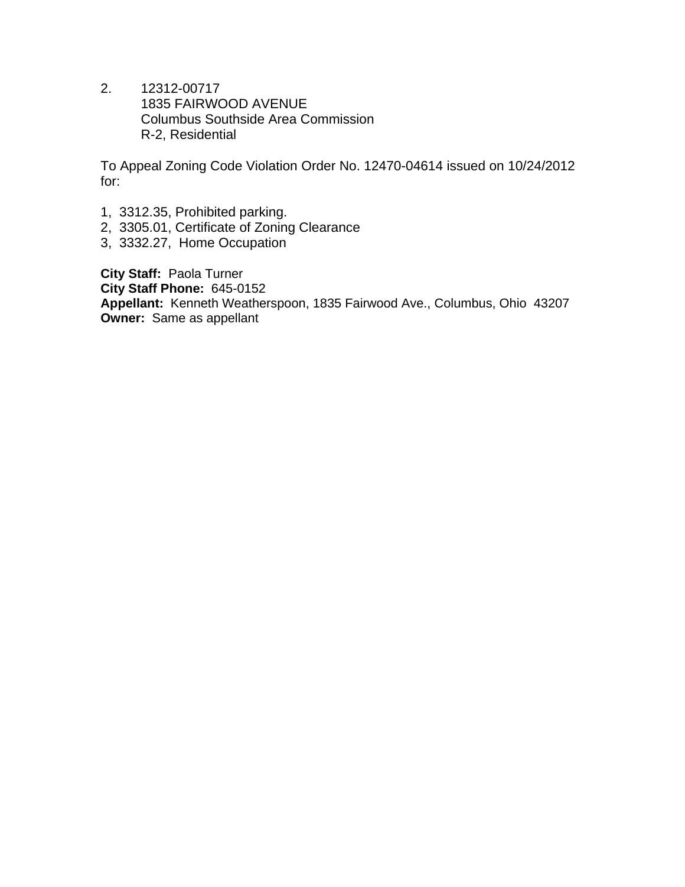2. 12312-00717
   1835 FAIRWOOD AVENUE
   Columbus Southside Area Commission
   R-2, Residential

To Appeal Zoning Code Violation Order No. 12470-04614 issued on 10/24/2012 for:

1, 3312.35, Prohibited parking.
2, 3305.01, Certificate of Zoning Clearance
3, 3332.27, Home Occupation

**City Staff:** Paola Turner
**City Staff Phone:** 645-0152
**Appellant:** Kenneth Weatherspoon, 1835 Fairwood Ave., Columbus, Ohio 43207
**Owner:** Same as appellant